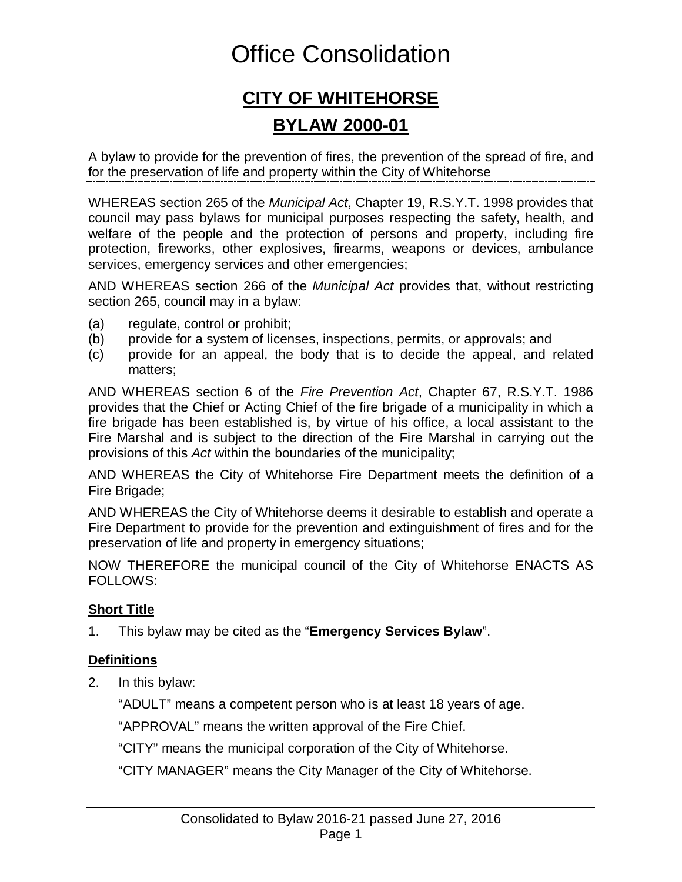# Office Consolidation

## CITY OF WHITEHORSE

## BYLAW 2000-01

A bylaw to provide for the prevention of fires, the prevention of the spread of fire, and for the preservation of life and property within the City of Whitehorse

WHEREAS section 265 of the *Municipal Act*, Chapter 19, R.S.Y.T. 1998 provides that council may pass bylaws for municipal purposes respecting the safety, health, and welfare of the people and the protection of persons and property, including fire protection, fireworks, other explosives, firearms, weapons or devices, ambulance services, emergency services and other emergencies;

AND WHEREAS section 266 of the *Municipal Act* provides that, without restricting section 265, council may in a bylaw:

(a) regulate, control or prohibit;
(b) provide for a system of licenses, inspections, permits, or approvals; and
(c) provide for an appeal, the body that is to decide the appeal, and related matters;

AND WHEREAS section 6 of the *Fire Prevention Act*, Chapter 67, R.S.Y.T. 1986 provides that the Chief or Acting Chief of the fire brigade of a municipality in which a fire brigade has been established is, by virtue of his office, a local assistant to the Fire Marshal and is subject to the direction of the Fire Marshal in carrying out the provisions of this *Act* within the boundaries of the municipality;

AND WHEREAS the City of Whitehorse Fire Department meets the definition of a Fire Brigade;

AND WHEREAS the City of Whitehorse deems it desirable to establish and operate a Fire Department to provide for the prevention and extinguishment of fires and for the preservation of life and property in emergency situations;

NOW THEREFORE the municipal council of the City of Whitehorse ENACTS AS FOLLOWS:

### Short Title

1. This bylaw may be cited as the "**Emergency Services Bylaw**".

### Definitions

2. In this bylaw:

"ADULT" means a competent person who is at least 18 years of age.

"APPROVAL" means the written approval of the Fire Chief.

"CITY" means the municipal corporation of the City of Whitehorse.

"CITY MANAGER" means the City Manager of the City of Whitehorse.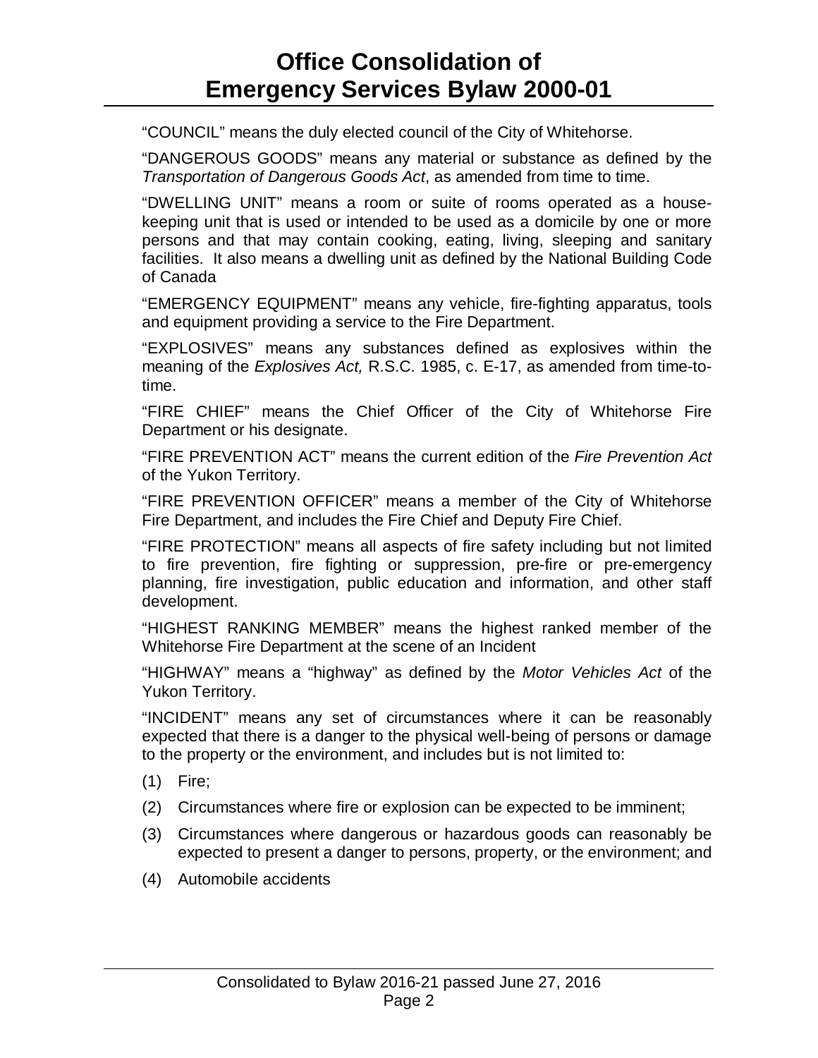"COUNCIL" means the duly elected council of the City of Whitehorse.

"DANGEROUS GOODS" means any material or substance as defined by the *Transportation of Dangerous Goods Act*, as amended from time to time.

"DWELLING UNIT" means a room or suite of rooms operated as a house-keeping unit that is used or intended to be used as a domicile by one or more persons and that may contain cooking, eating, living, sleeping and sanitary facilities. It also means a dwelling unit as defined by the National Building Code of Canada

"EMERGENCY EQUIPMENT" means any vehicle, fire-fighting apparatus, tools and equipment providing a service to the Fire Department.

"EXPLOSIVES" means any substances defined as explosives within the meaning of the *Explosives Act,* R.S.C. 1985, c. E-17, as amended from time-to-time.

"FIRE CHIEF" means the Chief Officer of the City of Whitehorse Fire Department or his designate.

"FIRE PREVENTION ACT" means the current edition of the *Fire Prevention Act* of the Yukon Territory.

"FIRE PREVENTION OFFICER" means a member of the City of Whitehorse Fire Department, and includes the Fire Chief and Deputy Fire Chief.

"FIRE PROTECTION" means all aspects of fire safety including but not limited to fire prevention, fire fighting or suppression, pre-fire or pre-emergency planning, fire investigation, public education and information, and other staff development.

"HIGHEST RANKING MEMBER" means the highest ranked member of the Whitehorse Fire Department at the scene of an Incident

"HIGHWAY" means a "highway" as defined by the *Motor Vehicles Act* of the Yukon Territory.

"INCIDENT" means any set of circumstances where it can be reasonably expected that there is a danger to the physical well-being of persons or damage to the property or the environment, and includes but is not limited to:

(1) Fire;

(2) Circumstances where fire or explosion can be expected to be imminent;

(3) Circumstances where dangerous or hazardous goods can reasonably be expected to present a danger to persons, property, or the environment; and

(4) Automobile accidents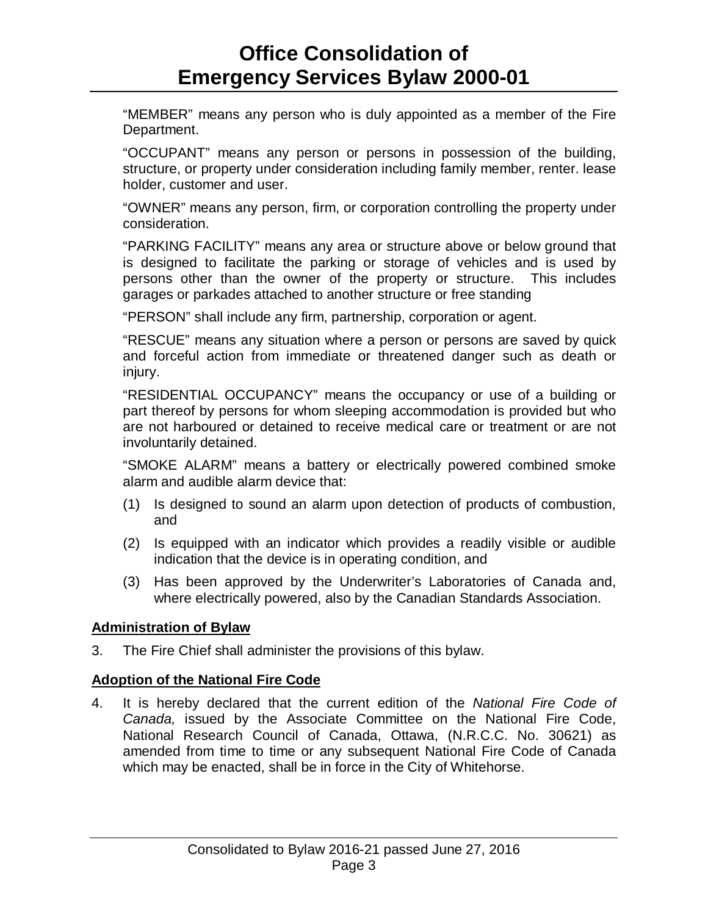"MEMBER" means any person who is duly appointed as a member of the Fire Department.

"OCCUPANT" means any person or persons in possession of the building, structure, or property under consideration including family member, renter. lease holder, customer and user.

"OWNER" means any person, firm, or corporation controlling the property under consideration.

"PARKING FACILITY" means any area or structure above or below ground that is designed to facilitate the parking or storage of vehicles and is used by persons other than the owner of the property or structure. This includes garages or parkades attached to another structure or free standing

"PERSON" shall include any firm, partnership, corporation or agent.

"RESCUE" means any situation where a person or persons are saved by quick and forceful action from immediate or threatened danger such as death or injury.

"RESIDENTIAL OCCUPANCY" means the occupancy or use of a building or part thereof by persons for whom sleeping accommodation is provided but who are not harboured or detained to receive medical care or treatment or are not involuntarily detained.

"SMOKE ALARM" means a battery or electrically powered combined smoke alarm and audible alarm device that:

(1) Is designed to sound an alarm upon detection of products of combustion, and

(2) Is equipped with an indicator which provides a readily visible or audible indication that the device is in operating condition, and

(3) Has been approved by the Underwriter's Laboratories of Canada and, where electrically powered, also by the Canadian Standards Association.

**Administration of Bylaw**

3. The Fire Chief shall administer the provisions of this bylaw.

**Adoption of the National Fire Code**

4. It is hereby declared that the current edition of the *National Fire Code of Canada,* issued by the Associate Committee on the National Fire Code, National Research Council of Canada, Ottawa, (N.R.C.C. No. 30621) as amended from time to time or any subsequent National Fire Code of Canada which may be enacted, shall be in force in the City of Whitehorse.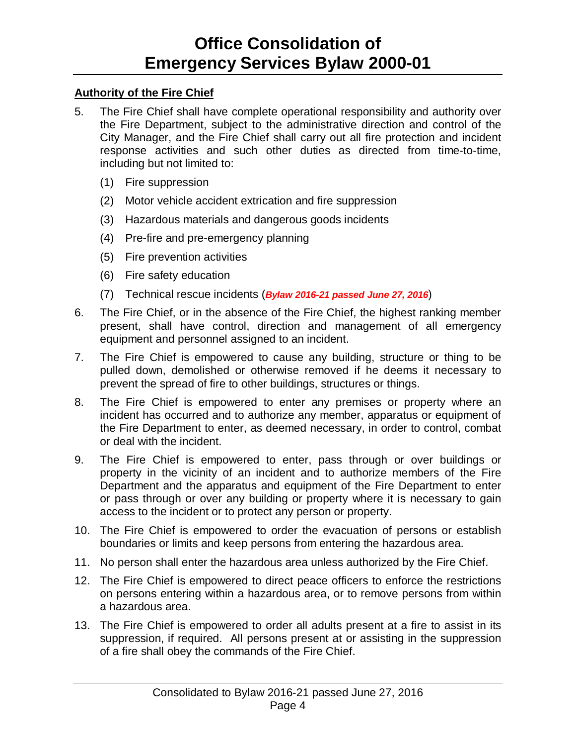## Authority of the Fire Chief

5. The Fire Chief shall have complete operational responsibility and authority over the Fire Department, subject to the administrative direction and control of the City Manager, and the Fire Chief shall carry out all fire protection and incident response activities and such other duties as directed from time-to-time, including but not limited to:

   (1) Fire suppression

   (2) Motor vehicle accident extrication and fire suppression

   (3) Hazardous materials and dangerous goods incidents

   (4) Pre-fire and pre-emergency planning

   (5) Fire prevention activities

   (6) Fire safety education

   (7) Technical rescue incidents (***Bylaw 2016-21 passed June 27, 2016***)

6. The Fire Chief, or in the absence of the Fire Chief, the highest ranking member present, shall have control, direction and management of all emergency equipment and personnel assigned to an incident.

7. The Fire Chief is empowered to cause any building, structure or thing to be pulled down, demolished or otherwise removed if he deems it necessary to prevent the spread of fire to other buildings, structures or things.

8. The Fire Chief is empowered to enter any premises or property where an incident has occurred and to authorize any member, apparatus or equipment of the Fire Department to enter, as deemed necessary, in order to control, combat or deal with the incident.

9. The Fire Chief is empowered to enter, pass through or over buildings or property in the vicinity of an incident and to authorize members of the Fire Department and the apparatus and equipment of the Fire Department to enter or pass through or over any building or property where it is necessary to gain access to the incident or to protect any person or property.

10. The Fire Chief is empowered to order the evacuation of persons or establish boundaries or limits and keep persons from entering the hazardous area.

11. No person shall enter the hazardous area unless authorized by the Fire Chief.

12. The Fire Chief is empowered to direct peace officers to enforce the restrictions on persons entering within a hazardous area, or to remove persons from within a hazardous area.

13. The Fire Chief is empowered to order all adults present at a fire to assist in its suppression, if required. All persons present at or assisting in the suppression of a fire shall obey the commands of the Fire Chief.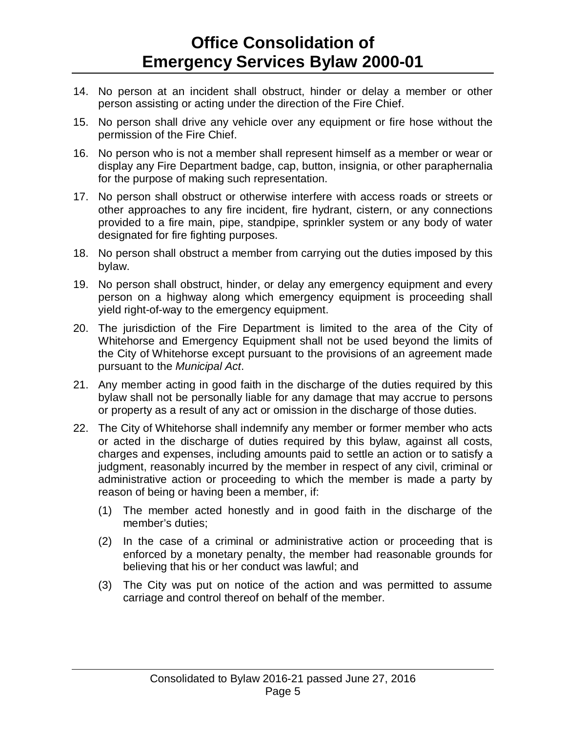14. No person at an incident shall obstruct, hinder or delay a member or other person assisting or acting under the direction of the Fire Chief.

15. No person shall drive any vehicle over any equipment or fire hose without the permission of the Fire Chief.

16. No person who is not a member shall represent himself as a member or wear or display any Fire Department badge, cap, button, insignia, or other paraphernalia for the purpose of making such representation.

17. No person shall obstruct or otherwise interfere with access roads or streets or other approaches to any fire incident, fire hydrant, cistern, or any connections provided to a fire main, pipe, standpipe, sprinkler system or any body of water designated for fire fighting purposes.

18. No person shall obstruct a member from carrying out the duties imposed by this bylaw.

19. No person shall obstruct, hinder, or delay any emergency equipment and every person on a highway along which emergency equipment is proceeding shall yield right-of-way to the emergency equipment.

20. The jurisdiction of the Fire Department is limited to the area of the City of Whitehorse and Emergency Equipment shall not be used beyond the limits of the City of Whitehorse except pursuant to the provisions of an agreement made pursuant to the *Municipal Act*.

21. Any member acting in good faith in the discharge of the duties required by this bylaw shall not be personally liable for any damage that may accrue to persons or property as a result of any act or omission in the discharge of those duties.

22. The City of Whitehorse shall indemnify any member or former member who acts or acted in the discharge of duties required by this bylaw, against all costs, charges and expenses, including amounts paid to settle an action or to satisfy a judgment, reasonably incurred by the member in respect of any civil, criminal or administrative action or proceeding to which the member is made a party by reason of being or having been a member, if:

    (1) The member acted honestly and in good faith in the discharge of the member's duties;

    (2) In the case of a criminal or administrative action or proceeding that is enforced by a monetary penalty, the member had reasonable grounds for believing that his or her conduct was lawful; and

    (3) The City was put on notice of the action and was permitted to assume carriage and control thereof on behalf of the member.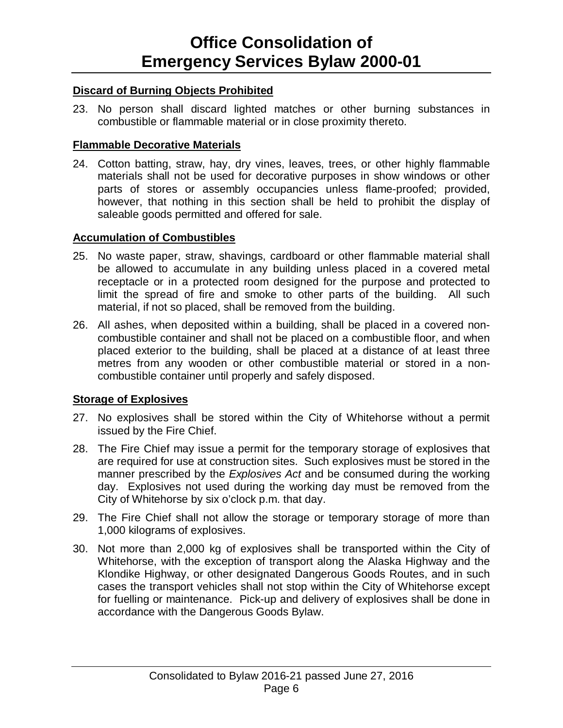### Discard of Burning Objects Prohibited

23. No person shall discard lighted matches or other burning substances in combustible or flammable material or in close proximity thereto.

### Flammable Decorative Materials

24. Cotton batting, straw, hay, dry vines, leaves, trees, or other highly flammable materials shall not be used for decorative purposes in show windows or other parts of stores or assembly occupancies unless flame-proofed; provided, however, that nothing in this section shall be held to prohibit the display of saleable goods permitted and offered for sale.

### Accumulation of Combustibles

25. No waste paper, straw, shavings, cardboard or other flammable material shall be allowed to accumulate in any building unless placed in a covered metal receptacle or in a protected room designed for the purpose and protected to limit the spread of fire and smoke to other parts of the building. All such material, if not so placed, shall be removed from the building.

26. All ashes, when deposited within a building, shall be placed in a covered non-combustible container and shall not be placed on a combustible floor, and when placed exterior to the building, shall be placed at a distance of at least three metres from any wooden or other combustible material or stored in a non-combustible container until properly and safely disposed.

### Storage of Explosives

27. No explosives shall be stored within the City of Whitehorse without a permit issued by the Fire Chief.

28. The Fire Chief may issue a permit for the temporary storage of explosives that are required for use at construction sites. Such explosives must be stored in the manner prescribed by the *Explosives Act* and be consumed during the working day. Explosives not used during the working day must be removed from the City of Whitehorse by six o'clock p.m. that day.

29. The Fire Chief shall not allow the storage or temporary storage of more than 1,000 kilograms of explosives.

30. Not more than 2,000 kg of explosives shall be transported within the City of Whitehorse, with the exception of transport along the Alaska Highway and the Klondike Highway, or other designated Dangerous Goods Routes, and in such cases the transport vehicles shall not stop within the City of Whitehorse except for fuelling or maintenance. Pick-up and delivery of explosives shall be done in accordance with the Dangerous Goods Bylaw.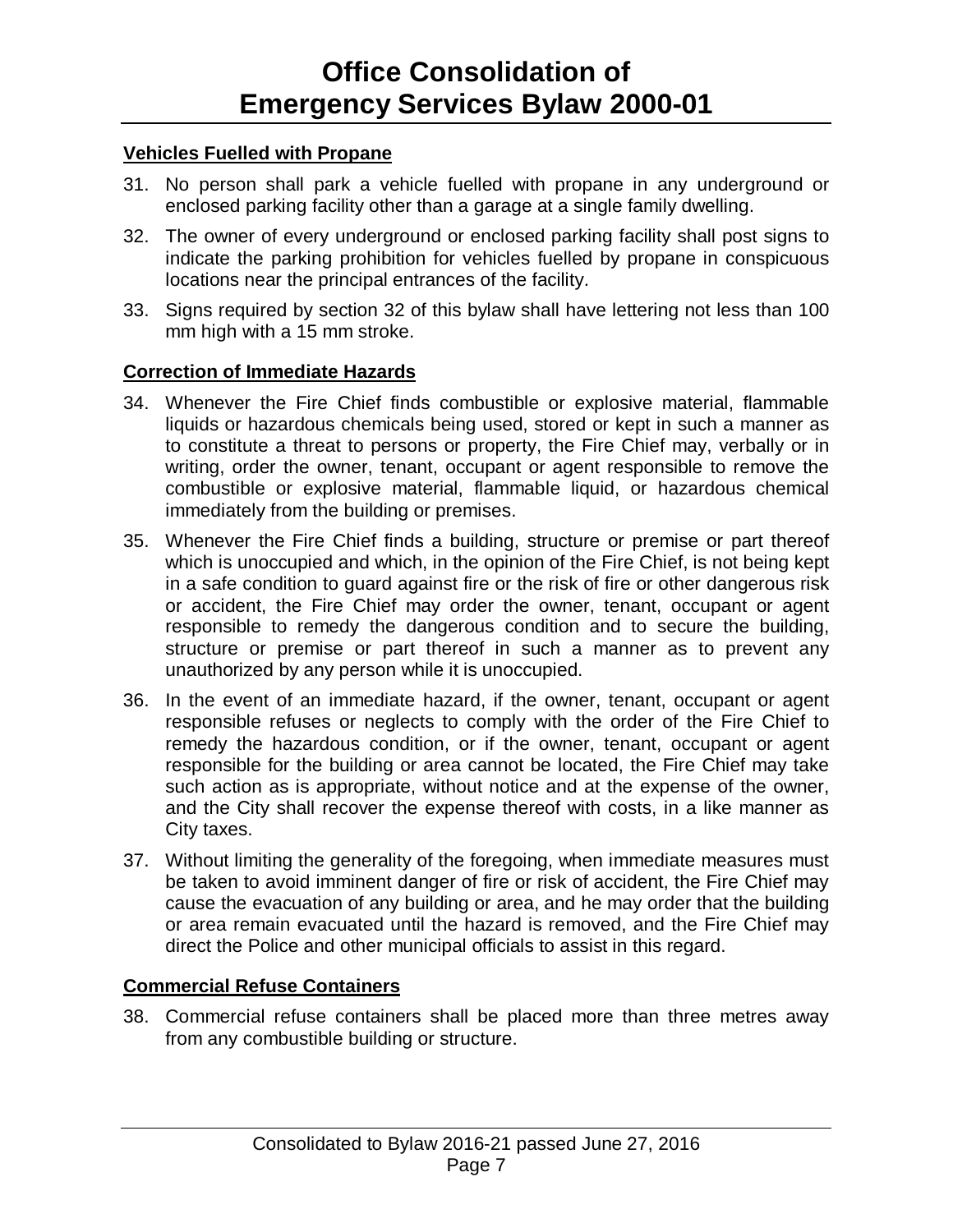**Vehicles Fuelled with Propane**

31. No person shall park a vehicle fuelled with propane in any underground or enclosed parking facility other than a garage at a single family dwelling.

32. The owner of every underground or enclosed parking facility shall post signs to indicate the parking prohibition for vehicles fuelled by propane in conspicuous locations near the principal entrances of the facility.

33. Signs required by section 32 of this bylaw shall have lettering not less than 100 mm high with a 15 mm stroke.

**Correction of Immediate Hazards**

34. Whenever the Fire Chief finds combustible or explosive material, flammable liquids or hazardous chemicals being used, stored or kept in such a manner as to constitute a threat to persons or property, the Fire Chief may, verbally or in writing, order the owner, tenant, occupant or agent responsible to remove the combustible or explosive material, flammable liquid, or hazardous chemical immediately from the building or premises.

35. Whenever the Fire Chief finds a building, structure or premise or part thereof which is unoccupied and which, in the opinion of the Fire Chief, is not being kept in a safe condition to guard against fire or the risk of fire or other dangerous risk or accident, the Fire Chief may order the owner, tenant, occupant or agent responsible to remedy the dangerous condition and to secure the building, structure or premise or part thereof in such a manner as to prevent any unauthorized by any person while it is unoccupied.

36. In the event of an immediate hazard, if the owner, tenant, occupant or agent responsible refuses or neglects to comply with the order of the Fire Chief to remedy the hazardous condition, or if the owner, tenant, occupant or agent responsible for the building or area cannot be located, the Fire Chief may take such action as is appropriate, without notice and at the expense of the owner, and the City shall recover the expense thereof with costs, in a like manner as City taxes.

37. Without limiting the generality of the foregoing, when immediate measures must be taken to avoid imminent danger of fire or risk of accident, the Fire Chief may cause the evacuation of any building or area, and he may order that the building or area remain evacuated until the hazard is removed, and the Fire Chief may direct the Police and other municipal officials to assist in this regard.

**Commercial Refuse Containers**

38. Commercial refuse containers shall be placed more than three metres away from any combustible building or structure.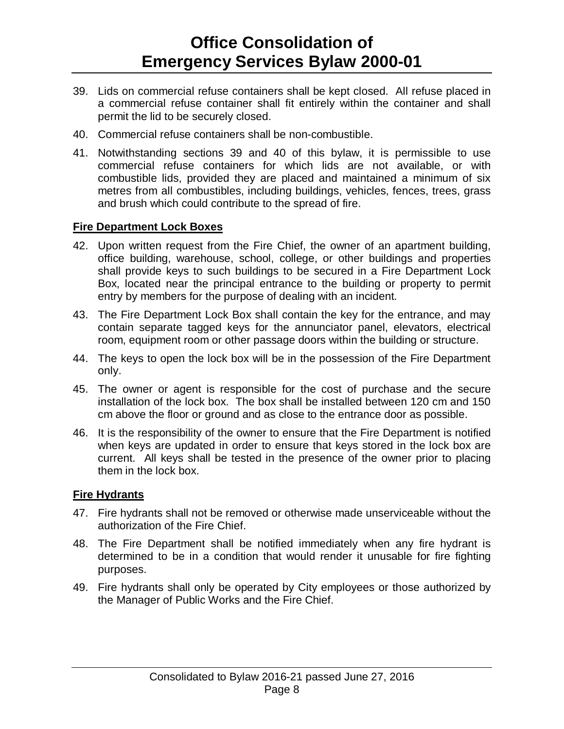39. Lids on commercial refuse containers shall be kept closed. All refuse placed in a commercial refuse container shall fit entirely within the container and shall permit the lid to be securely closed.

40. Commercial refuse containers shall be non-combustible.

41. Notwithstanding sections 39 and 40 of this bylaw, it is permissible to use commercial refuse containers for which lids are not available, or with combustible lids, provided they are placed and maintained a minimum of six metres from all combustibles, including buildings, vehicles, fences, trees, grass and brush which could contribute to the spread of fire.

**Fire Department Lock Boxes**

42. Upon written request from the Fire Chief, the owner of an apartment building, office building, warehouse, school, college, or other buildings and properties shall provide keys to such buildings to be secured in a Fire Department Lock Box, located near the principal entrance to the building or property to permit entry by members for the purpose of dealing with an incident.

43. The Fire Department Lock Box shall contain the key for the entrance, and may contain separate tagged keys for the annunciator panel, elevators, electrical room, equipment room or other passage doors within the building or structure.

44. The keys to open the lock box will be in the possession of the Fire Department only.

45. The owner or agent is responsible for the cost of purchase and the secure installation of the lock box. The box shall be installed between 120 cm and 150 cm above the floor or ground and as close to the entrance door as possible.

46. It is the responsibility of the owner to ensure that the Fire Department is notified when keys are updated in order to ensure that keys stored in the lock box are current. All keys shall be tested in the presence of the owner prior to placing them in the lock box.

**Fire Hydrants**

47. Fire hydrants shall not be removed or otherwise made unserviceable without the authorization of the Fire Chief.

48. The Fire Department shall be notified immediately when any fire hydrant is determined to be in a condition that would render it unusable for fire fighting purposes.

49. Fire hydrants shall only be operated by City employees or those authorized by the Manager of Public Works and the Fire Chief.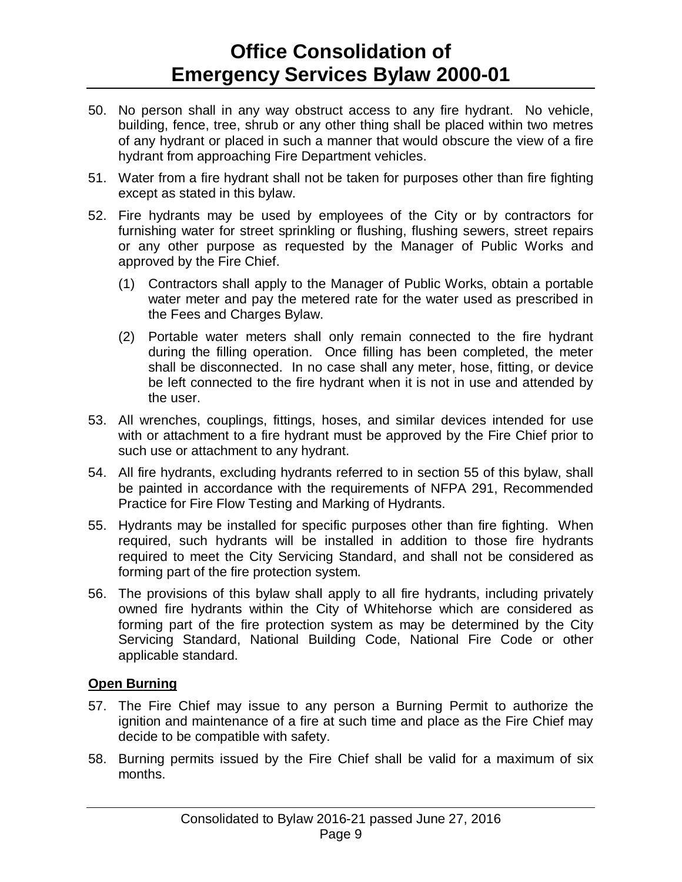50. No person shall in any way obstruct access to any fire hydrant. No vehicle, building, fence, tree, shrub or any other thing shall be placed within two metres of any hydrant or placed in such a manner that would obscure the view of a fire hydrant from approaching Fire Department vehicles.

51. Water from a fire hydrant shall not be taken for purposes other than fire fighting except as stated in this bylaw.

52. Fire hydrants may be used by employees of the City or by contractors for furnishing water for street sprinkling or flushing, flushing sewers, street repairs or any other purpose as requested by the Manager of Public Works and approved by the Fire Chief.

    (1) Contractors shall apply to the Manager of Public Works, obtain a portable water meter and pay the metered rate for the water used as prescribed in the Fees and Charges Bylaw.

    (2) Portable water meters shall only remain connected to the fire hydrant during the filling operation. Once filling has been completed, the meter shall be disconnected. In no case shall any meter, hose, fitting, or device be left connected to the fire hydrant when it is not in use and attended by the user.

53. All wrenches, couplings, fittings, hoses, and similar devices intended for use with or attachment to a fire hydrant must be approved by the Fire Chief prior to such use or attachment to any hydrant.

54. All fire hydrants, excluding hydrants referred to in section 55 of this bylaw, shall be painted in accordance with the requirements of NFPA 291, Recommended Practice for Fire Flow Testing and Marking of Hydrants.

55. Hydrants may be installed for specific purposes other than fire fighting. When required, such hydrants will be installed in addition to those fire hydrants required to meet the City Servicing Standard, and shall not be considered as forming part of the fire protection system.

56. The provisions of this bylaw shall apply to all fire hydrants, including privately owned fire hydrants within the City of Whitehorse which are considered as forming part of the fire protection system as may be determined by the City Servicing Standard, National Building Code, National Fire Code or other applicable standard.

## Open Burning

57. The Fire Chief may issue to any person a Burning Permit to authorize the ignition and maintenance of a fire at such time and place as the Fire Chief may decide to be compatible with safety.

58. Burning permits issued by the Fire Chief shall be valid for a maximum of six months.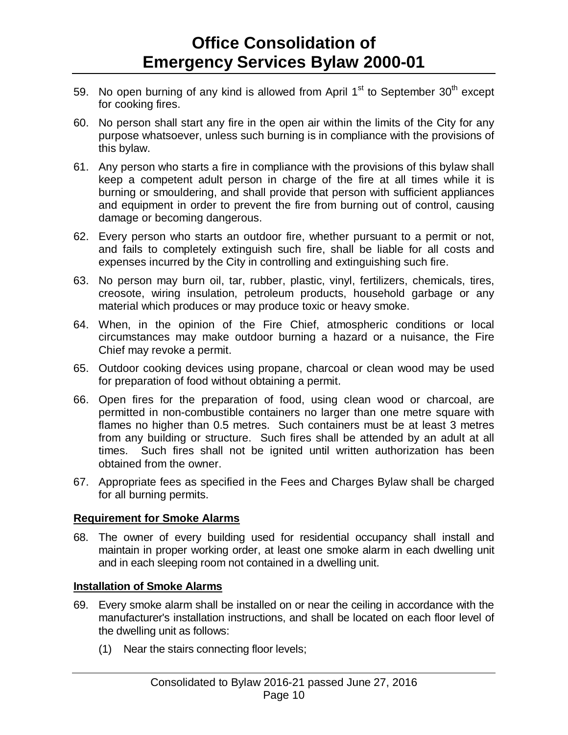59. No open burning of any kind is allowed from April 1st to September 30th except for cooking fires.

60. No person shall start any fire in the open air within the limits of the City for any purpose whatsoever, unless such burning is in compliance with the provisions of this bylaw.

61. Any person who starts a fire in compliance with the provisions of this bylaw shall keep a competent adult person in charge of the fire at all times while it is burning or smouldering, and shall provide that person with sufficient appliances and equipment in order to prevent the fire from burning out of control, causing damage or becoming dangerous.

62. Every person who starts an outdoor fire, whether pursuant to a permit or not, and fails to completely extinguish such fire, shall be liable for all costs and expenses incurred by the City in controlling and extinguishing such fire.

63. No person may burn oil, tar, rubber, plastic, vinyl, fertilizers, chemicals, tires, creosote, wiring insulation, petroleum products, household garbage or any material which produces or may produce toxic or heavy smoke.

64. When, in the opinion of the Fire Chief, atmospheric conditions or local circumstances may make outdoor burning a hazard or a nuisance, the Fire Chief may revoke a permit.

65. Outdoor cooking devices using propane, charcoal or clean wood may be used for preparation of food without obtaining a permit.

66. Open fires for the preparation of food, using clean wood or charcoal, are permitted in non-combustible containers no larger than one metre square with flames no higher than 0.5 metres. Such containers must be at least 3 metres from any building or structure. Such fires shall be attended by an adult at all times. Such fires shall not be ignited until written authorization has been obtained from the owner.

67. Appropriate fees as specified in the Fees and Charges Bylaw shall be charged for all burning permits.

**Requirement for Smoke Alarms**

68. The owner of every building used for residential occupancy shall install and maintain in proper working order, at least one smoke alarm in each dwelling unit and in each sleeping room not contained in a dwelling unit.

**Installation of Smoke Alarms**

69. Every smoke alarm shall be installed on or near the ceiling in accordance with the manufacturer's installation instructions, and shall be located on each floor level of the dwelling unit as follows:

    (1) Near the stairs connecting floor levels;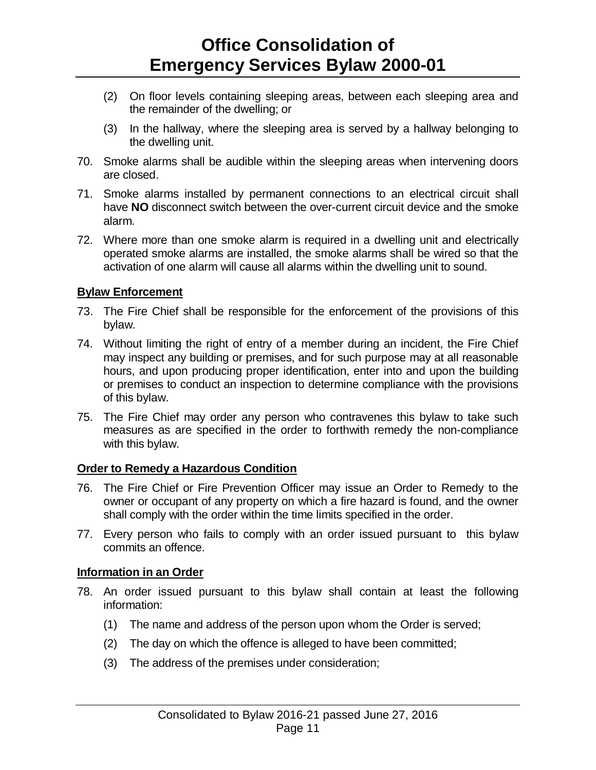(2) On floor levels containing sleeping areas, between each sleeping area and the remainder of the dwelling; or

(3) In the hallway, where the sleeping area is served by a hallway belonging to the dwelling unit.

70. Smoke alarms shall be audible within the sleeping areas when intervening doors are closed.

71. Smoke alarms installed by permanent connections to an electrical circuit shall have **NO** disconnect switch between the over-current circuit device and the smoke alarm.

72. Where more than one smoke alarm is required in a dwelling unit and electrically operated smoke alarms are installed, the smoke alarms shall be wired so that the activation of one alarm will cause all alarms within the dwelling unit to sound.

**Bylaw Enforcement**

73. The Fire Chief shall be responsible for the enforcement of the provisions of this bylaw.

74. Without limiting the right of entry of a member during an incident, the Fire Chief may inspect any building or premises, and for such purpose may at all reasonable hours, and upon producing proper identification, enter into and upon the building or premises to conduct an inspection to determine compliance with the provisions of this bylaw.

75. The Fire Chief may order any person who contravenes this bylaw to take such measures as are specified in the order to forthwith remedy the non-compliance with this bylaw.

**Order to Remedy a Hazardous Condition**

76. The Fire Chief or Fire Prevention Officer may issue an Order to Remedy to the owner or occupant of any property on which a fire hazard is found, and the owner shall comply with the order within the time limits specified in the order.

77. Every person who fails to comply with an order issued pursuant to this bylaw commits an offence.

**Information in an Order**

78. An order issued pursuant to this bylaw shall contain at least the following information:

    (1) The name and address of the person upon whom the Order is served;

    (2) The day on which the offence is alleged to have been committed;

    (3) The address of the premises under consideration;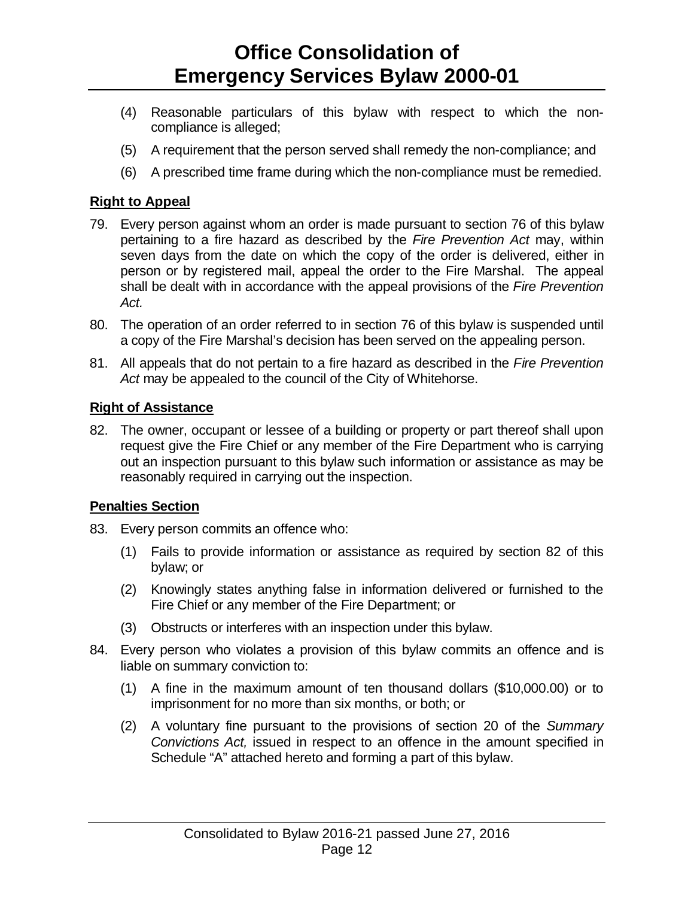(4) Reasonable particulars of this bylaw with respect to which the non-compliance is alleged;

(5) A requirement that the person served shall remedy the non-compliance; and

(6) A prescribed time frame during which the non-compliance must be remedied.

**Right to Appeal**

79. Every person against whom an order is made pursuant to section 76 of this bylaw pertaining to a fire hazard as described by the *Fire Prevention Act* may, within seven days from the date on which the copy of the order is delivered, either in person or by registered mail, appeal the order to the Fire Marshal. The appeal shall be dealt with in accordance with the appeal provisions of the *Fire Prevention Act.*

80. The operation of an order referred to in section 76 of this bylaw is suspended until a copy of the Fire Marshal's decision has been served on the appealing person.

81. All appeals that do not pertain to a fire hazard as described in the *Fire Prevention Act* may be appealed to the council of the City of Whitehorse.

**Right of Assistance**

82. The owner, occupant or lessee of a building or property or part thereof shall upon request give the Fire Chief or any member of the Fire Department who is carrying out an inspection pursuant to this bylaw such information or assistance as may be reasonably required in carrying out the inspection.

**Penalties Section**

83. Every person commits an offence who:

    (1) Fails to provide information or assistance as required by section 82 of this bylaw; or

    (2) Knowingly states anything false in information delivered or furnished to the Fire Chief or any member of the Fire Department; or

    (3) Obstructs or interferes with an inspection under this bylaw.

84. Every person who violates a provision of this bylaw commits an offence and is liable on summary conviction to:

    (1) A fine in the maximum amount of ten thousand dollars ($10,000.00) or to imprisonment for no more than six months, or both; or

    (2) A voluntary fine pursuant to the provisions of section 20 of the *Summary Convictions Act,* issued in respect to an offence in the amount specified in Schedule "A" attached hereto and forming a part of this bylaw.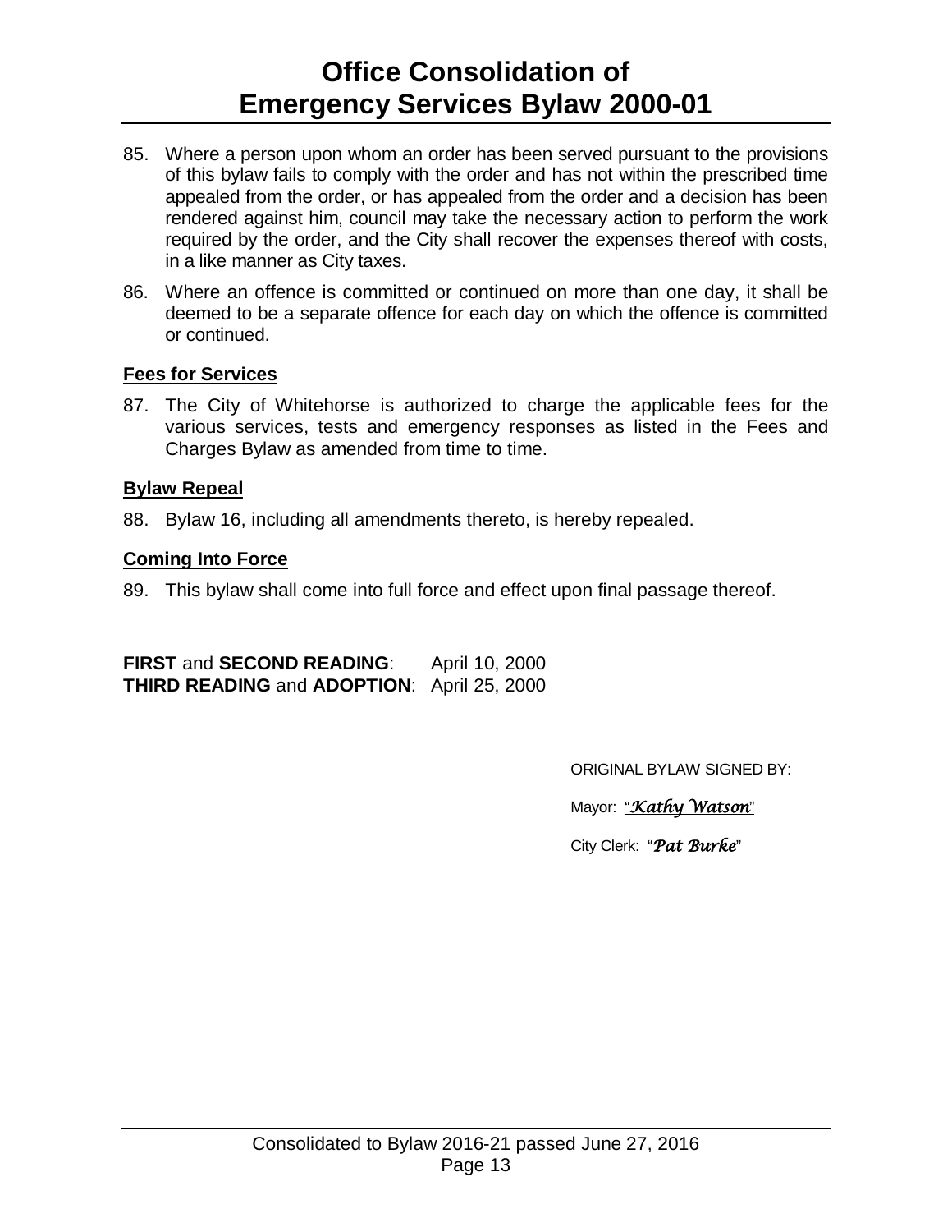85. Where a person upon whom an order has been served pursuant to the provisions of this bylaw fails to comply with the order and has not within the prescribed time appealed from the order, or has appealed from the order and a decision has been rendered against him, council may take the necessary action to perform the work required by the order, and the City shall recover the expenses thereof with costs, in a like manner as City taxes.

86. Where an offence is committed or continued on more than one day, it shall be deemed to be a separate offence for each day on which the offence is committed or continued.

**Fees for Services**

87. The City of Whitehorse is authorized to charge the applicable fees for the various services, tests and emergency responses as listed in the Fees and Charges Bylaw as amended from time to time.

**Bylaw Repeal**

88. Bylaw 16, including all amendments thereto, is hereby repealed.

**Coming Into Force**

89. This bylaw shall come into full force and effect upon final passage thereof.

**FIRST** and **SECOND READING**: April 10, 2000
**THIRD READING** and **ADOPTION**: April 25, 2000

ORIGINAL BYLAW SIGNED BY:

Mayor: "*Kathy Watson*"

City Clerk: "*Pat Burke*"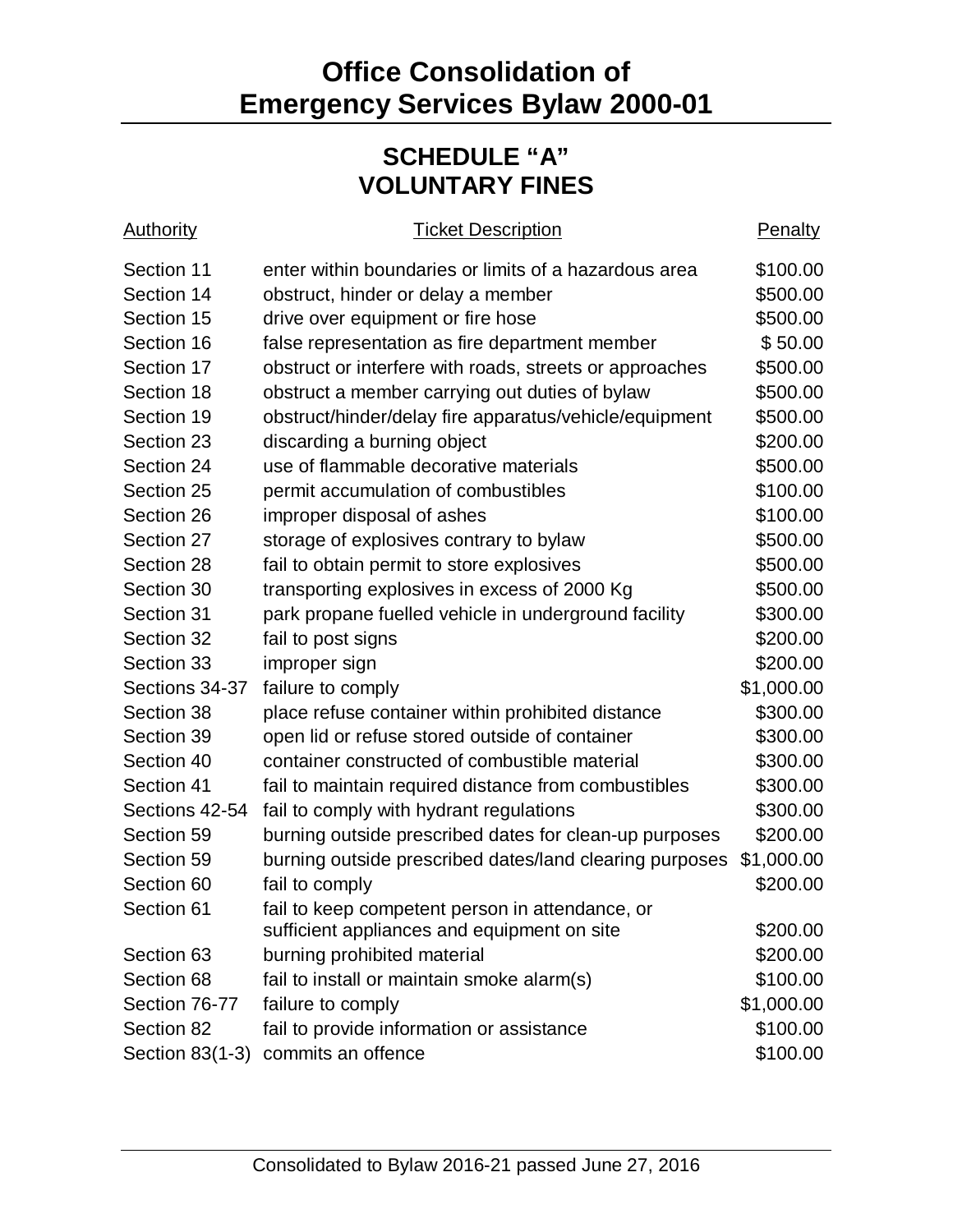# Office Consolidation of Emergency Services Bylaw 2000-01

## SCHEDULE "A" VOLUNTARY FINES

| Authority | Ticket Description | Penalty |
|---|---|---|
| Section 11 | enter within boundaries or limits of a hazardous area | $100.00 |
| Section 14 | obstruct, hinder or delay a member | $500.00 |
| Section 15 | drive over equipment or fire hose | $500.00 |
| Section 16 | false representation as fire department member | $ 50.00 |
| Section 17 | obstruct or interfere with roads, streets or approaches | $500.00 |
| Section 18 | obstruct a member carrying out duties of bylaw | $500.00 |
| Section 19 | obstruct/hinder/delay fire apparatus/vehicle/equipment | $500.00 |
| Section 23 | discarding a burning object | $200.00 |
| Section 24 | use of flammable decorative materials | $500.00 |
| Section 25 | permit accumulation of combustibles | $100.00 |
| Section 26 | improper disposal of ashes | $100.00 |
| Section 27 | storage of explosives contrary to bylaw | $500.00 |
| Section 28 | fail to obtain permit to store explosives | $500.00 |
| Section 30 | transporting explosives in excess of 2000 Kg | $500.00 |
| Section 31 | park propane fuelled vehicle in underground facility | $300.00 |
| Section 32 | fail to post signs | $200.00 |
| Section 33 | improper sign | $200.00 |
| Sections 34-37 | failure to comply | $1,000.00 |
| Section 38 | place refuse container within prohibited distance | $300.00 |
| Section 39 | open lid or refuse stored outside of container | $300.00 |
| Section 40 | container constructed of combustible material | $300.00 |
| Section 41 | fail to maintain required distance from combustibles | $300.00 |
| Sections 42-54 | fail to comply with hydrant regulations | $300.00 |
| Section 59 | burning outside prescribed dates for clean-up purposes | $200.00 |
| Section 59 | burning outside prescribed dates/land clearing purposes | $1,000.00 |
| Section 60 | fail to comply | $200.00 |
| Section 61 | fail to keep competent person in attendance, or sufficient appliances and equipment on site | $200.00 |
| Section 63 | burning prohibited material | $200.00 |
| Section 68 | fail to install or maintain smoke alarm(s) | $100.00 |
| Section 76-77 | failure to comply | $1,000.00 |
| Section 82 | fail to provide information or assistance | $100.00 |
| Section 83(1-3) | commits an offence | $100.00 |

Consolidated to Bylaw 2016-21 passed June 27, 2016